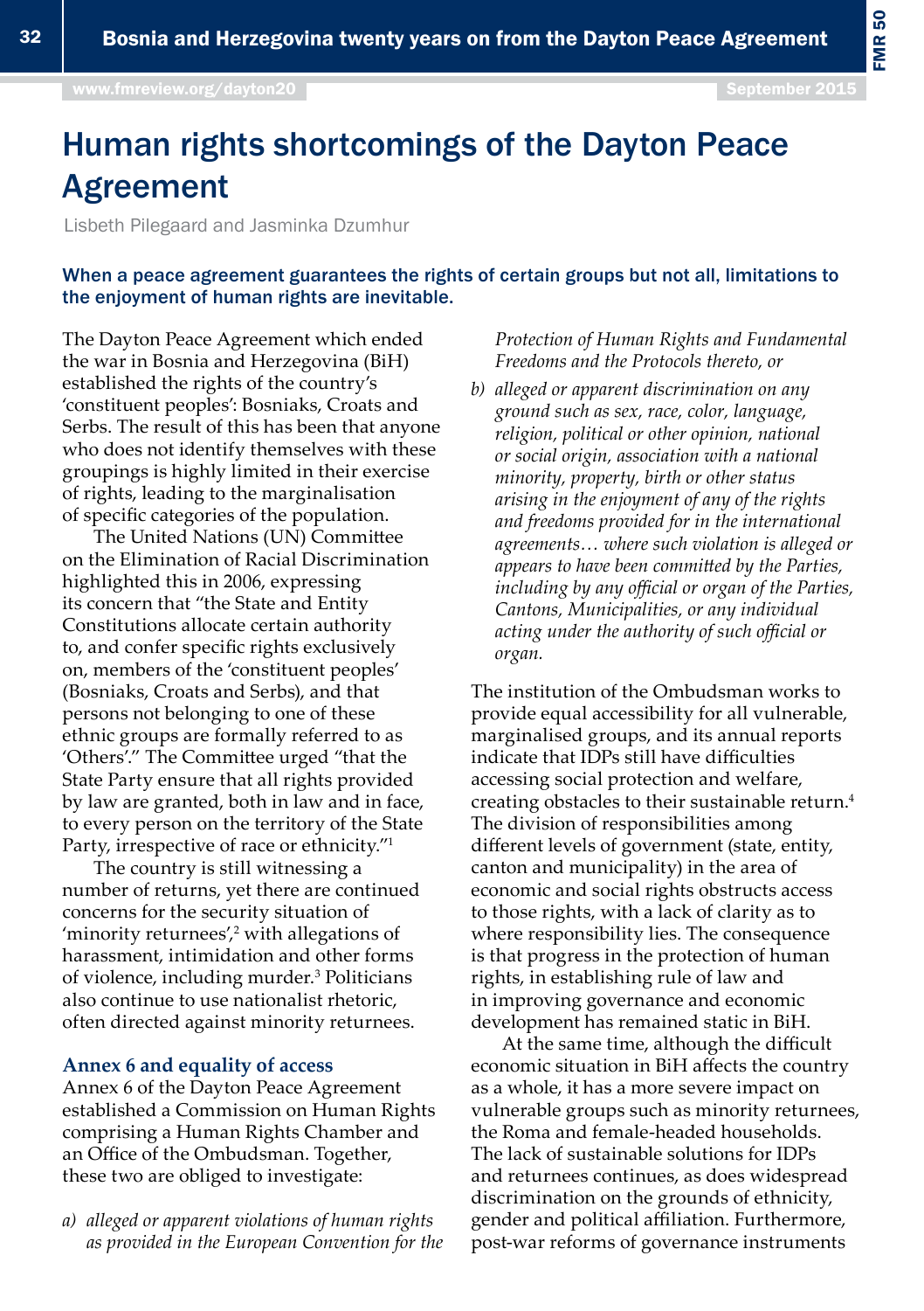# Human rights shortcomings of the Dayton Peace Agreement

Lisbeth Pilegaard and Jasminka Dzumhur

**When a peace agreement guarantees the rights of certain groups but not all, limitations to the enjoyment of human rights are inevitable.**

The Dayton Peace Agreement which ended the war in Bosnia and Herzegovina (BiH) established the rights of the country's 'constituent peoples': Bosniaks, Croats and Serbs. The result of this has been that anyone who does not identify themselves with these groupings is highly limited in their exercise of rights, leading to the marginalisation of specific categories of the population.

The United Nations (UN) Committee on the Elimination of Racial Discrimination highlighted this in 2006, expressing its concern that "the State and Entity Constitutions allocate certain authority to, and confer specific rights exclusively on, members of the 'constituent peoples' (Bosniaks, Croats and Serbs), and that persons not belonging to one of these ethnic groups are formally referred to as 'Others'." The Committee urged "that the State Party ensure that all rights provided by law are granted, both in law and in face, to every person on the territory of the State Party, irrespective of race or ethnicity."[1]

The country is still witnessing a number of returns, yet there are continued concerns for the security situation of 'minority returnees',[2] with allegations of harassment, intimidation and other forms of violence, including murder.[3] Politicians also continue to use nationalist rhetoric, often directed against minority returnees.

## Annex 6 and equality of access

Annex 6 of the Dayton Peace Agreement established a Commission on Human Rights comprising a Human Rights Chamber and an Office of the Ombudsman. Together, these two are obliged to investigate:

a) *alleged or apparent violations of human rights as provided in the European Convention for the Protection of Human Rights and Fundamental Freedoms and the Protocols thereto, or*

b) *alleged or apparent discrimination on any ground such as sex, race, color, language, religion, political or other opinion, national or social origin, association with a national minority, property, birth or other status arising in the enjoyment of any of the rights and freedoms provided for in the international agreements… where such violation is alleged or appears to have been committed by the Parties, including by any official or organ of the Parties, Cantons, Municipalities, or any individual acting under the authority of such official or organ.*

The institution of the Ombudsman works to provide equal accessibility for all vulnerable, marginalised groups, and its annual reports indicate that IDPs still have difficulties accessing social protection and welfare, creating obstacles to their sustainable return.[4] The division of responsibilities among different levels of government (state, entity, canton and municipality) in the area of economic and social rights obstructs access to those rights, with a lack of clarity as to where responsibility lies. The consequence is that progress in the protection of human rights, in establishing rule of law and in improving governance and economic development has remained static in BiH.

At the same time, although the difficult economic situation in BiH affects the country as a whole, it has a more severe impact on vulnerable groups such as minority returnees, the Roma and female-headed households. The lack of sustainable solutions for IDPs and returnees continues, as does widespread discrimination on the grounds of ethnicity, gender and political affiliation. Furthermore, post-war reforms of governance instruments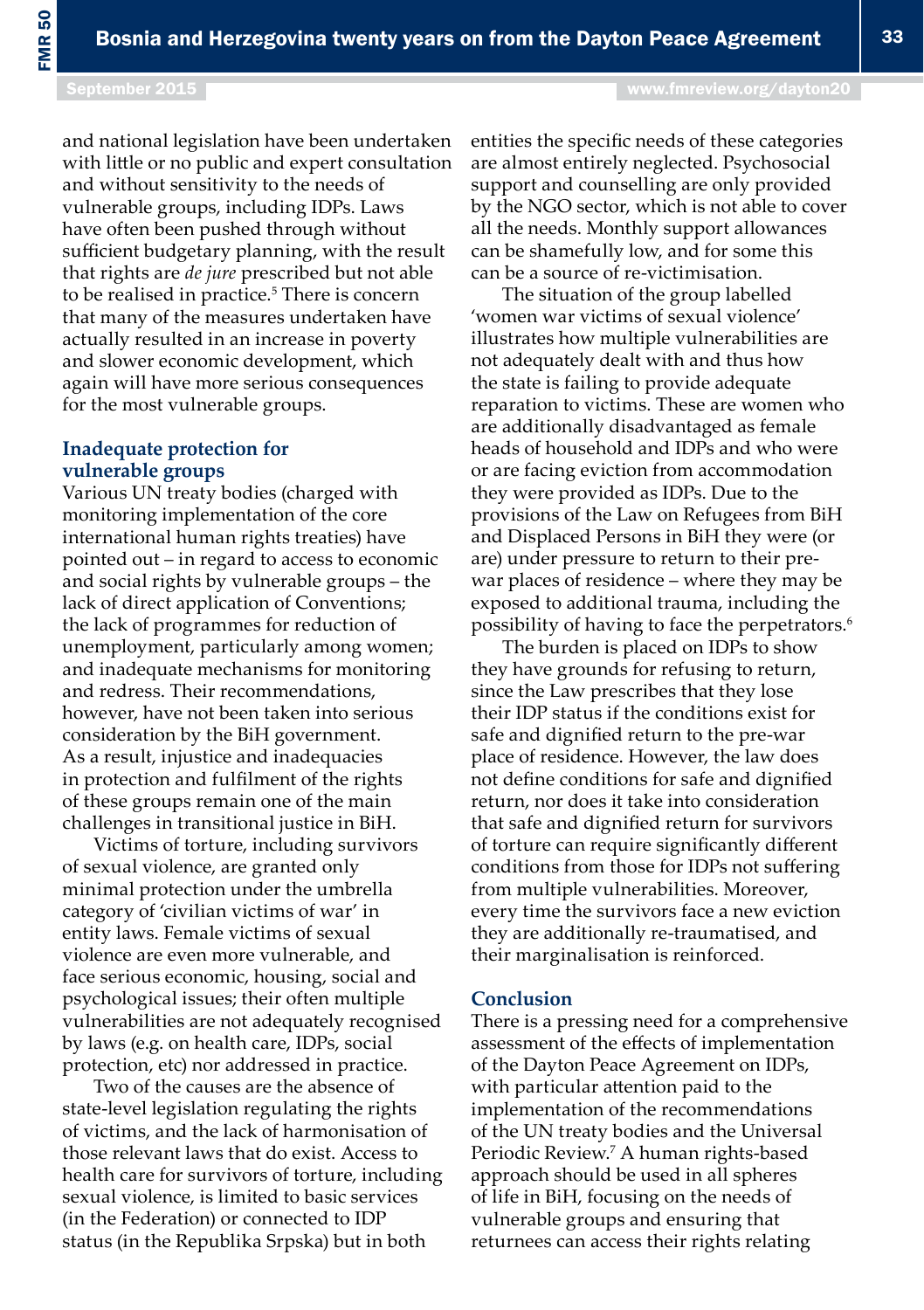and national legislation have been undertaken with little or no public and expert consultation and without sensitivity to the needs of vulnerable groups, including IDPs. Laws have often been pushed through without sufficient budgetary planning, with the result that rights are *de jure* prescribed but not able to be realised in practice.[5] There is concern that many of the measures undertaken have actually resulted in an increase in poverty and slower economic development, which again will have more serious consequences for the most vulnerable groups.

## Inadequate protection for vulnerable groups

Various UN treaty bodies (charged with monitoring implementation of the core international human rights treaties) have pointed out – in regard to access to economic and social rights by vulnerable groups – the lack of direct application of Conventions; the lack of programmes for reduction of unemployment, particularly among women; and inadequate mechanisms for monitoring and redress. Their recommendations, however, have not been taken into serious consideration by the BiH government. As a result, injustice and inadequacies in protection and fulfilment of the rights of these groups remain one of the main challenges in transitional justice in BiH.

Victims of torture, including survivors of sexual violence, are granted only minimal protection under the umbrella category of 'civilian victims of war' in entity laws. Female victims of sexual violence are even more vulnerable, and face serious economic, housing, social and psychological issues; their often multiple vulnerabilities are not adequately recognised by laws (e.g. on health care, IDPs, social protection, etc) nor addressed in practice.

Two of the causes are the absence of state-level legislation regulating the rights of victims, and the lack of harmonisation of those relevant laws that do exist. Access to health care for survivors of torture, including sexual violence, is limited to basic services (in the Federation) or connected to IDP status (in the Republika Srpska) but in both entities the specific needs of these categories are almost entirely neglected. Psychosocial support and counselling are only provided by the NGO sector, which is not able to cover all the needs. Monthly support allowances can be shamefully low, and for some this can be a source of re-victimisation.

The situation of the group labelled 'women war victims of sexual violence' illustrates how multiple vulnerabilities are not adequately dealt with and thus how the state is failing to provide adequate reparation to victims. These are women who are additionally disadvantaged as female heads of household and IDPs and who were or are facing eviction from accommodation they were provided as IDPs. Due to the provisions of the Law on Refugees from BiH and Displaced Persons in BiH they were (or are) under pressure to return to their pre-war places of residence – where they may be exposed to additional trauma, including the possibility of having to face the perpetrators.[6]

The burden is placed on IDPs to show they have grounds for refusing to return, since the Law prescribes that they lose their IDP status if the conditions exist for safe and dignified return to the pre-war place of residence. However, the law does not define conditions for safe and dignified return, nor does it take into consideration that safe and dignified return for survivors of torture can require significantly different conditions from those for IDPs not suffering from multiple vulnerabilities. Moreover, every time the survivors face a new eviction they are additionally re-traumatised, and their marginalisation is reinforced.

## Conclusion

There is a pressing need for a comprehensive assessment of the effects of implementation of the Dayton Peace Agreement on IDPs, with particular attention paid to the implementation of the recommendations of the UN treaty bodies and the Universal Periodic Review.[7] A human rights-based approach should be used in all spheres of life in BiH, focusing on the needs of vulnerable groups and ensuring that returnees can access their rights relating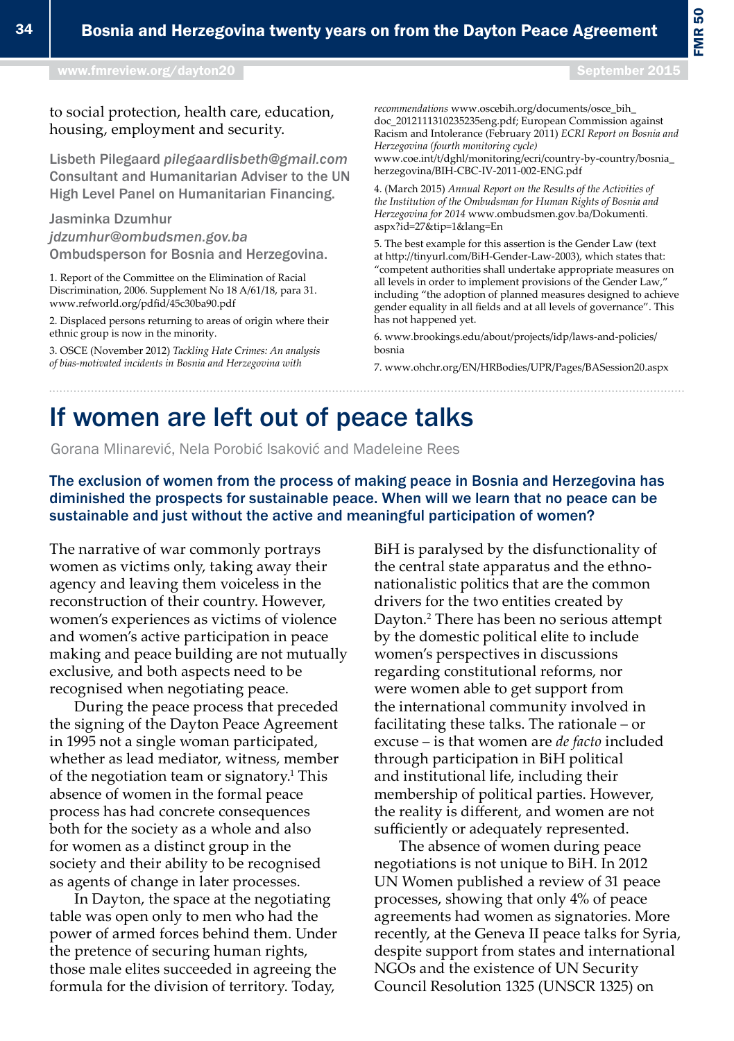to social protection, health care, education, housing, employment and security.

Lisbeth Pilegaard *pilegaardlisbeth@gmail.com*
Consultant and Humanitarian Adviser to the UN High Level Panel on Humanitarian Financing.

Jasminka Dzumhur
*jdzumhur@ombudsmen.gov.ba*
Ombudsperson for Bosnia and Herzegovina.

1. Report of the Committee on the Elimination of Racial Discrimination, 2006. Supplement No 18 A/61/18, para 31. www.refworld.org/pdfid/45c30ba90.pdf

2. Displaced persons returning to areas of origin where their ethnic group is now in the minority.

3. OSCE (November 2012) *Tackling Hate Crimes: An analysis of bias-motivated incidents in Bosnia and Herzegovina with recommendations* www.oscebih.org/documents/osce_bih_doc_2012111310235235eng.pdf; European Commission against Racism and Intolerance (February 2011) *ECRI Report on Bosnia and Herzegovina (fourth monitoring cycle)* www.coe.int/t/dghl/monitoring/ecri/country-by-country/bosnia_herzegovina/BIH-CBC-IV-2011-002-ENG.pdf

4. (March 2015) *Annual Report on the Results of the Activities of the Institution of the Ombudsman for Human Rights of Bosnia and Herzegovina for 2014* www.ombudsmen.gov.ba/Dokumenti.aspx?id=27&tip=1&lang=En

5. The best example for this assertion is the Gender Law (text at http://tinyurl.com/BiH-Gender-Law-2003), which states that: "competent authorities shall undertake appropriate measures on all levels in order to implement provisions of the Gender Law," including "the adoption of planned measures designed to achieve gender equality in all fields and at all levels of governance". This has not happened yet.

6. www.brookings.edu/about/projects/idp/laws-and-policies/bosnia

7. www.ohchr.org/EN/HRBodies/UPR/Pages/BASession20.aspx

# If women are left out of peace talks

Gorana Mlinarević, Nela Porobić Isaković and Madeleine Rees

**The exclusion of women from the process of making peace in Bosnia and Herzegovina has diminished the prospects for sustainable peace. When will we learn that no peace can be sustainable and just without the active and meaningful participation of women?**

The narrative of war commonly portrays women as victims only, taking away their agency and leaving them voiceless in the reconstruction of their country. However, women's experiences as victims of violence and women's active participation in peace making and peace building are not mutually exclusive, and both aspects need to be recognised when negotiating peace.

During the peace process that preceded the signing of the Dayton Peace Agreement in 1995 not a single woman participated, whether as lead mediator, witness, member of the negotiation team or signatory.[1] This absence of women in the formal peace process has had concrete consequences both for the society as a whole and also for women as a distinct group in the society and their ability to be recognised as agents of change in later processes.

In Dayton, the space at the negotiating table was open only to men who had the power of armed forces behind them. Under the pretence of securing human rights, those male elites succeeded in agreeing the formula for the division of territory. Today, BiH is paralysed by the disfunctionality of the central state apparatus and the ethno-nationalistic politics that are the common drivers for the two entities created by Dayton.[2] There has been no serious attempt by the domestic political elite to include women's perspectives in discussions regarding constitutional reforms, nor were women able to get support from the international community involved in facilitating these talks. The rationale – or excuse – is that women are *de facto* included through participation in BiH political and institutional life, including their membership of political parties. However, the reality is different, and women are not sufficiently or adequately represented.

The absence of women during peace negotiations is not unique to BiH. In 2012 UN Women published a review of 31 peace processes, showing that only 4% of peace agreements had women as signatories. More recently, at the Geneva II peace talks for Syria, despite support from states and international NGOs and the existence of UN Security Council Resolution 1325 (UNSCR 1325) on